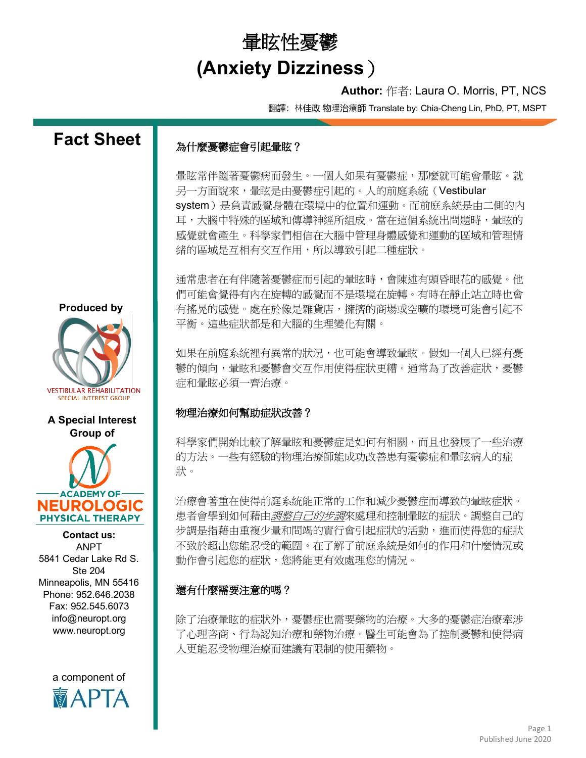# 暈眩性憂鬱
# (Anxiety Dizziness）

**Author:** 作者: Laura O. Morris, PT, NCS

翻譯: 林佳政 物理治療師 Translate by: Chia-Cheng Lin, PhD, PT, MSPT

## Fact Sheet

Produced by

VESTIBULAR REHABILITATION SPECIAL INTEREST GROUP

A Special Interest Group of

ACADEMY OF NEUROLOGIC PHYSICAL THERAPY

Contact us:
ANPT
5841 Cedar Lake Rd S.
Ste 204
Minneapolis, MN 55416
Phone: 952.646.2038
Fax: 952.545.6073
info@neuropt.org
www.neuropt.org

a component of APTA

### 為什麼憂鬱症會引起暈眩？

暈眩常伴隨著憂鬱病而發生。一個人如果有憂鬱症，那麼就可能會暈眩。就另一方面說來，暈眩是由憂鬱症引起的。人的前庭系統（Vestibular system）是負責感覺身體在環境中的位置和運動。而前庭系統是由二側的內耳，大腦中特殊的區域和傳導神經所組成。當在這個系統出問題時，暈眩的感覺就會產生。科學家們相信在大腦中管理身體感覺和運動的區域和管理情緒的區域是互相有交互作用，所以導致引起二種症狀。

通常患者在有伴隨著憂鬱症而引起的暈眩時，會陳述有頭昏眼花的感覺。他們可能會覺得有內在旋轉的感覺而不是環境在旋轉。有時在靜止站立時也會有搖晃的感覺。處在於像是雜貨店，擁擠的商場或空曠的環境可能會引起不平衡。這些症狀都是和大腦的生理變化有關。

如果在前庭系統裡有異常的狀況，也可能會導致暈眩。假如一個人已經有憂鬱的傾向，暈眩和憂鬱會交互作用使得症狀更糟。通常為了改善症狀，憂鬱症和暈眩必須一齊治療。

### 物理治療如何幫助症狀改善？

科學家們開始比較了解暈眩和憂鬱症是如何有相關，而且也發展了一些治療的方法。一些有經驗的物理治療師能成功改善患有憂鬱症和暈眩病人的症狀。

治療會著重在使得前庭系統能正常的工作和減少憂鬱症而導致的暈眩症狀。患者會學到如何藉由*調整自己的步調*來處理和控制暈眩的症狀。調整自己的步調是指藉由重複少量和間竭的實行會引起症狀的活動，進而使得您的症狀不致於超出您能忍受的範圍。在了解了前庭系統是如何的作用和什麼情況或動作會引起您的症狀，您將能更有效處理您的情況。

### 還有什麼需要注意的嗎？

除了治療暈眩的症狀外，憂鬱症也需要藥物的治療。大多的憂鬱症治療牽涉了心理咨商、行為認知治療和藥物治療。醫生可能會為了控制憂鬱和使得病人更能忍受物理治療而建議有限制的使用藥物。

Published June 2020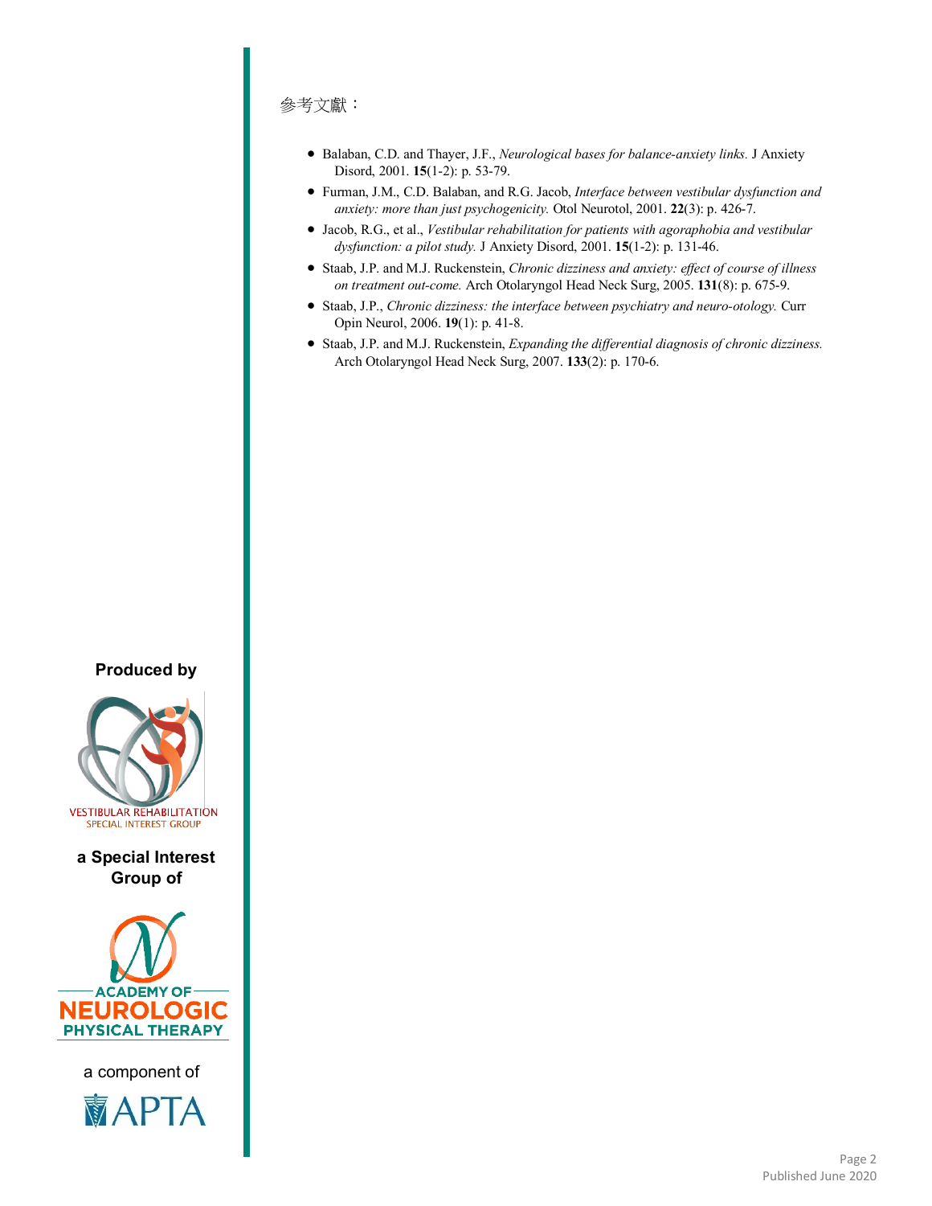參考文獻：

- Balaban, C.D. and Thayer, J.F., *Neurological bases for balance-anxiety links.* J Anxiety Disord, 2001. **15**(1-2): p. 53-79.
- Furman, J.M., C.D. Balaban, and R.G. Jacob, *Interface between vestibular dysfunction and anxiety: more than just psychogenicity.* Otol Neurotol, 2001. **22**(3): p. 426-7.
- Jacob, R.G., et al., *Vestibular rehabilitation for patients with agoraphobia and vestibular dysfunction: a pilot study.* J Anxiety Disord, 2001. **15**(1-2): p. 131-46.
- Staab, J.P. and M.J. Ruckenstein, *Chronic dizziness and anxiety: effect of course of illness on treatment out-come.* Arch Otolaryngol Head Neck Surg, 2005. **131**(8): p. 675-9.
- Staab, J.P., *Chronic dizziness: the interface between psychiatry and neuro-otology.* Curr Opin Neurol, 2006. **19**(1): p. 41-8.
- Staab, J.P. and M.J. Ruckenstein, *Expanding the differential diagnosis of chronic dizziness.* Arch Otolaryngol Head Neck Surg, 2007. **133**(2): p. 170-6.

**Produced by**

VESTIBULAR REHABILITATION
SPECIAL INTEREST GROUP

**a Special Interest Group of**

ACADEMY OF NEUROLOGIC PHYSICAL THERAPY

a component of

APTA

Published June 2020